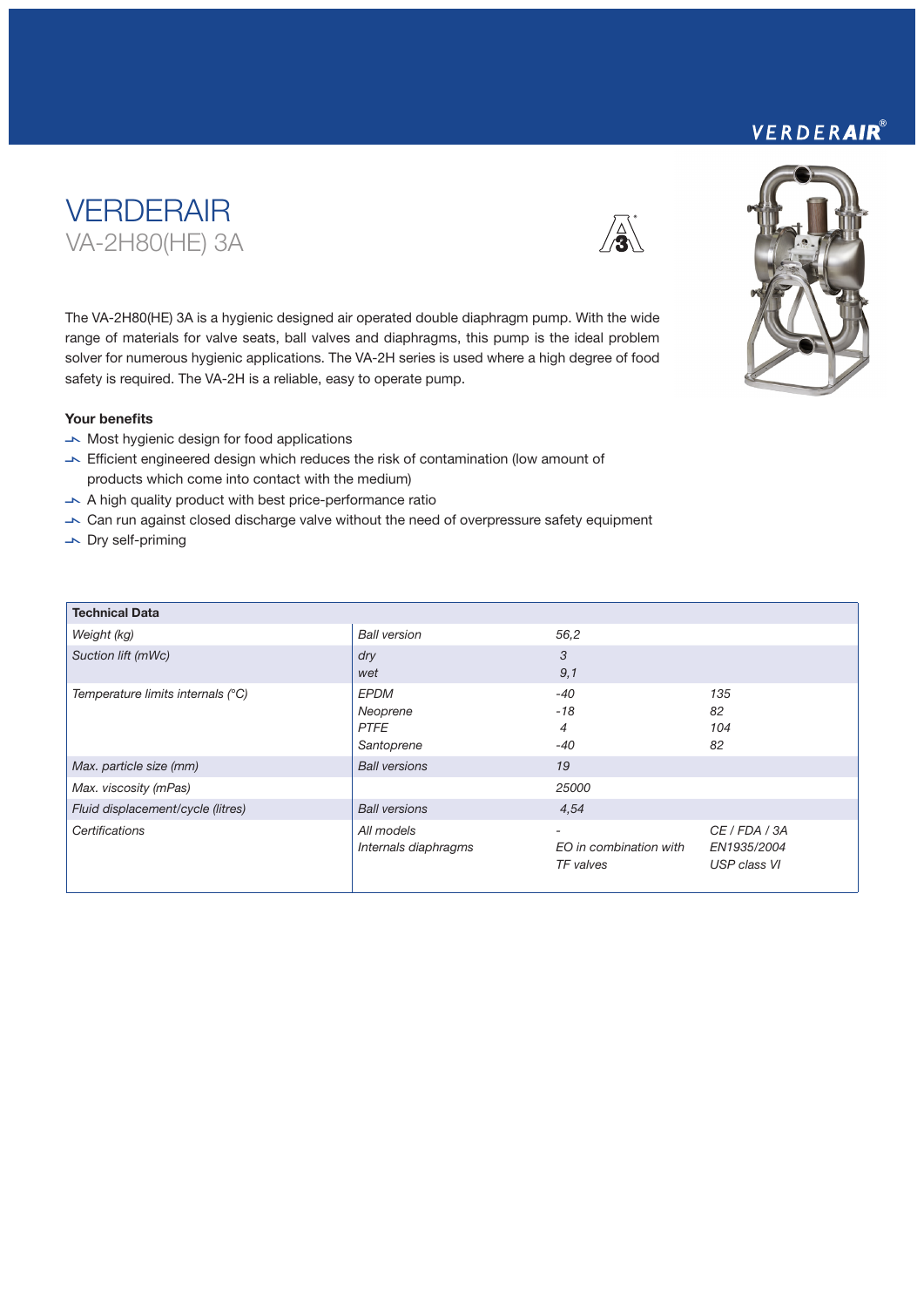# VERDERAIR

## VA-2H80(HE) 3A

The VA-2H80(HE) 3A is a hygienic designed air operated double diaphragm pump. With the wide range of materials for valve seats, ball valves and diaphragms, this pump is the ideal problem solver for numerous hygienic applications. The VA-2H series is used where a high degree of food safety is required. The VA-2H is a reliable, easy to operate pump.

**Your benefits**

- Most hygienic design for food applications
- Efficient engineered design which reduces the risk of contamination (low amount of products which come into contact with the medium)
- A high quality product with best price-performance ratio
- Can run against closed discharge valve without the need of overpressure safety equipment
- Dry self-priming

| **Technical Data** | | | |
|---|---|---|---|
| *Weight (kg)* | *Ball version* | *56,2* | |
| *Suction lift (mWc)* | *dry* | *3* | |
| | *wet* | *9,1* | |
| *Temperature limits internals (°C)* | *EPDM* | *-40* | *135* |
| | *Neoprene* | *-18* | *82* |
| | *PTFE* | *4* | *104* |
| | *Santoprene* | *-40* | *82* |
| *Max. particle size (mm)* | *Ball versions* | *19* | |
| *Max. viscosity (mPas)* | | *25000* | |
| *Fluid displacement/cycle (litres)* | *Ball versions* | *4,54* | |
| *Certifications* | *All models* | *-* | *CE / FDA / 3A* |
| | *Internals diaphragms* | *EO in combination with TF valves* | *EN1935/2004 USP class VI* |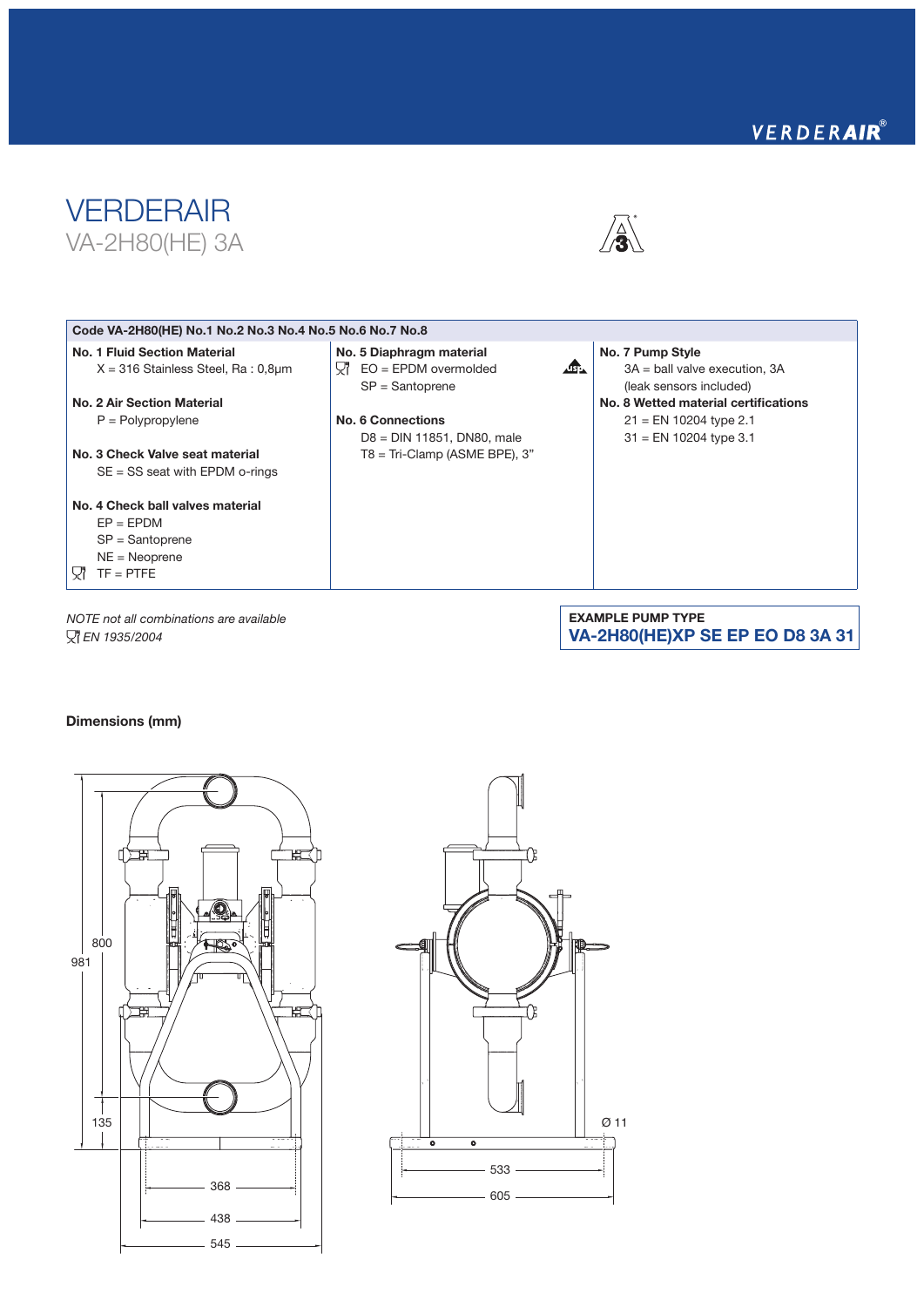# VERDERAIR

## VA-2H80(HE) 3A

| Code VA-2H80(HE) No.1 No.2 No.3 No.4 No.5 No.6 No.7 No.8 | | |
|---|---|---|
| **No. 1 Fluid Section Material**<br>X = 316 Stainless Steel, Ra : 0,8µm<br><br>**No. 2 Air Section Material**<br>P = Polypropylene<br><br>**No. 3 Check Valve seat material**<br>SE = SS seat with EPDM o-rings<br><br>**No. 4 Check ball valves material**<br>EP = EPDM<br>SP = Santoprene<br>NE = Neoprene<br>TF = PTFE | **No. 5 Diaphragm material**<br>EO = EPDM overmolded<br>SP = Santoprene<br><br>**No. 6 Connections**<br>D8 = DIN 11851, DN80, male<br>T8 = Tri-Clamp (ASME BPE), 3" | **No. 7 Pump Style**<br>3A = ball valve execution, 3A<br>(leak sensors included)<br>**No. 8 Wetted material certifications**<br>21 = EN 10204 type 2.1<br>31 = EN 10204 type 3.1 |

*NOTE not all combinations are available*
*EN 1935/2004*

**EXAMPLE PUMP TYPE**
**VA-2H80(HE)XP SE EP EO D8 3A 31**

**Dimensions (mm)**

981, 800, 135, 368, 438, 545, 533, 605, Ø 11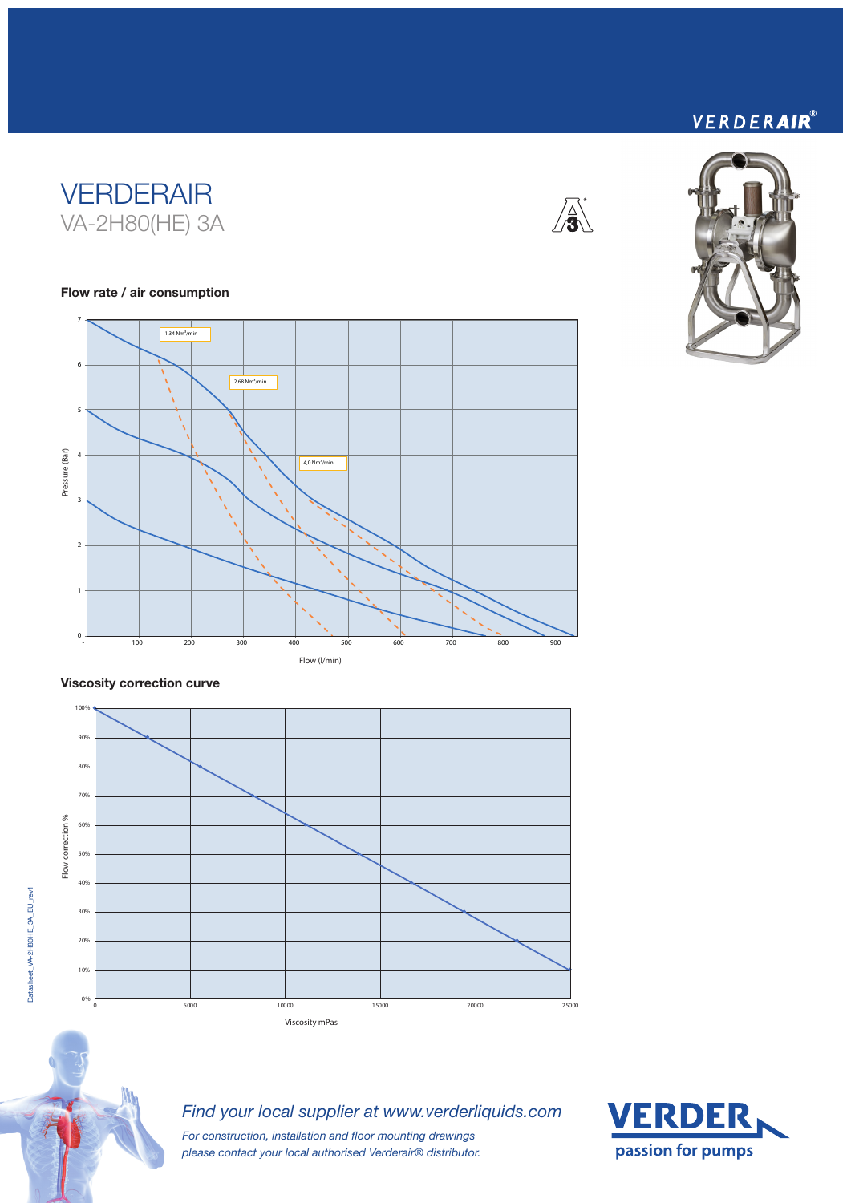# VERDERAIR

## VA-2H80(HE) 3A

### Flow rate / air consumption

1,34 Nm³/min

2,68 Nm³/min

4,0 Nm³/min

Pressure (Bar)

0
1
2
3
4
5
6
7

-
100
200
300
400
500
600
700
800
900

Flow (l/min)

### Viscosity correction curve

Flow correction %

0%
10%
20%
30%
40%
50%
60%
70%
80%
90%
100%

0
5000
10000
15000
20000
25000

Viscosity mPas

Datasheet_VA-2H80HE_3A_EU_rev1

*Find your local supplier at www.verderliquids.com*

*For construction, installation and floor mounting drawings please contact your local authorised Verderair® distributor.*

VERDER passion for pumps